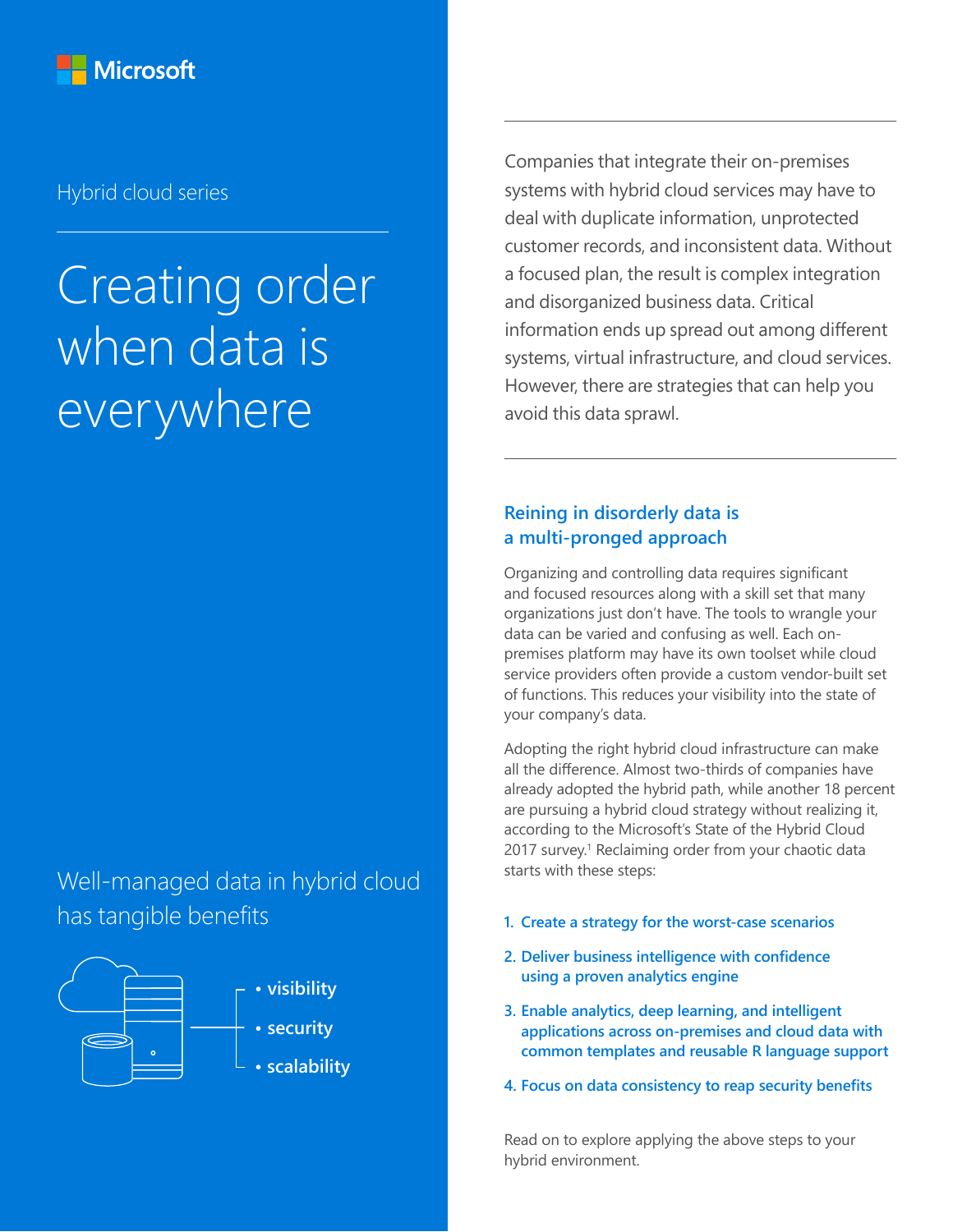Microsoft

Hybrid cloud series

# Creating order when data is everywhere

Well-managed data in hybrid cloud has tangible benefits

- visibility
- security
- scalability

Companies that integrate their on-premises systems with hybrid cloud services may have to deal with duplicate information, unprotected customer records, and inconsistent data. Without a focused plan, the result is complex integration and disorganized business data. Critical information ends up spread out among different systems, virtual infrastructure, and cloud services. However, there are strategies that can help you avoid this data sprawl.

## Reining in disorderly data is a multi-pronged approach

Organizing and controlling data requires significant and focused resources along with a skill set that many organizations just don't have. The tools to wrangle your data can be varied and confusing as well. Each on-premises platform may have its own toolset while cloud service providers often provide a custom vendor-built set of functions. This reduces your visibility into the state of your company's data.

Adopting the right hybrid cloud infrastructure can make all the difference. Almost two-thirds of companies have already adopted the hybrid path, while another 18 percent are pursuing a hybrid cloud strategy without realizing it, according to the Microsoft's State of the Hybrid Cloud 2017 survey.[1] Reclaiming order from your chaotic data starts with these steps:

1. **Create a strategy for the worst-case scenarios**
2. **Deliver business intelligence with confidence using a proven analytics engine**
3. **Enable analytics, deep learning, and intelligent applications across on-premises and cloud data with common templates and reusable R language support**
4. **Focus on data consistency to reap security benefits**

Read on to explore applying the above steps to your hybrid environment.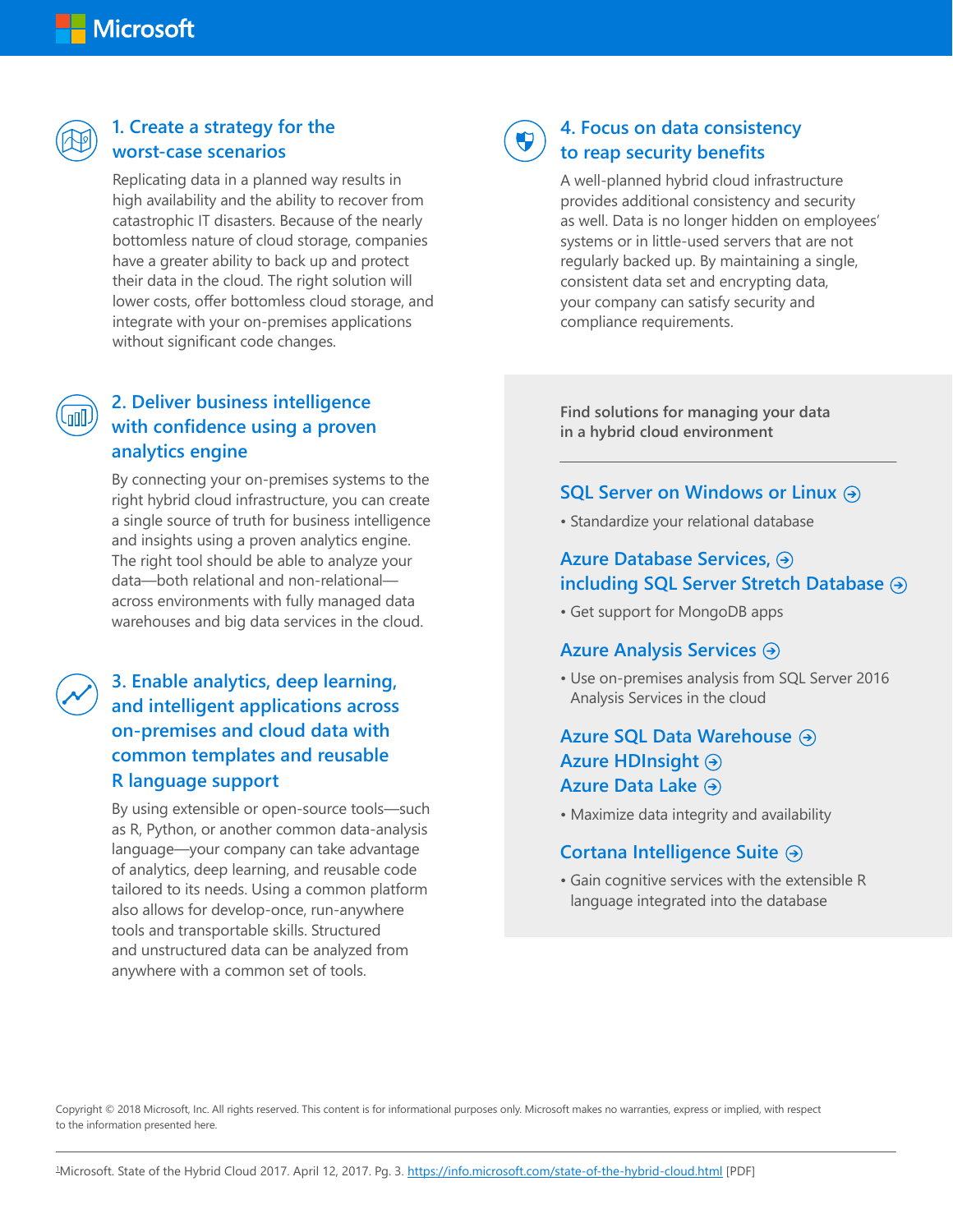## 1. Create a strategy for the worst-case scenarios

Replicating data in a planned way results in high availability and the ability to recover from catastrophic IT disasters. Because of the nearly bottomless nature of cloud storage, companies have a greater ability to back up and protect their data in the cloud. The right solution will lower costs, offer bottomless cloud storage, and integrate with your on-premises applications without significant code changes.

## 2. Deliver business intelligence with confidence using a proven analytics engine

By connecting your on-premises systems to the right hybrid cloud infrastructure, you can create a single source of truth for business intelligence and insights using a proven analytics engine. The right tool should be able to analyze your data—both relational and non-relational—across environments with fully managed data warehouses and big data services in the cloud.

## 3. Enable analytics, deep learning, and intelligent applications across on-premises and cloud data with common templates and reusable R language support

By using extensible or open-source tools—such as R, Python, or another common data-analysis language—your company can take advantage of analytics, deep learning, and reusable code tailored to its needs. Using a common platform also allows for develop-once, run-anywhere tools and transportable skills. Structured and unstructured data can be analyzed from anywhere with a common set of tools.

## 4. Focus on data consistency to reap security benefits

A well-planned hybrid cloud infrastructure provides additional consistency and security as well. Data is no longer hidden on employees' systems or in little-used servers that are not regularly backed up. By maintaining a single, consistent data set and encrypting data, your company can satisfy security and compliance requirements.

**Find solutions for managing your data in a hybrid cloud environment**

---

### SQL Server on Windows or Linux

- Standardize your relational database

### Azure Database Services, including SQL Server Stretch Database

- Get support for MongoDB apps

### Azure Analysis Services

- Use on-premises analysis from SQL Server 2016 Analysis Services in the cloud

### Azure SQL Data Warehouse
### Azure HDInsight
### Azure Data Lake

- Maximize data integrity and availability

### Cortana Intelligence Suite

- Gain cognitive services with the extensible R language integrated into the database

Copyright © 2018 Microsoft, Inc. All rights reserved. This content is for informational purposes only. Microsoft makes no warranties, express or implied, with respect to the information presented here.

---

[1]Microsoft. State of the Hybrid Cloud 2017. April 12, 2017. Pg. 3. https://info.microsoft.com/state-of-the-hybrid-cloud.html [PDF]